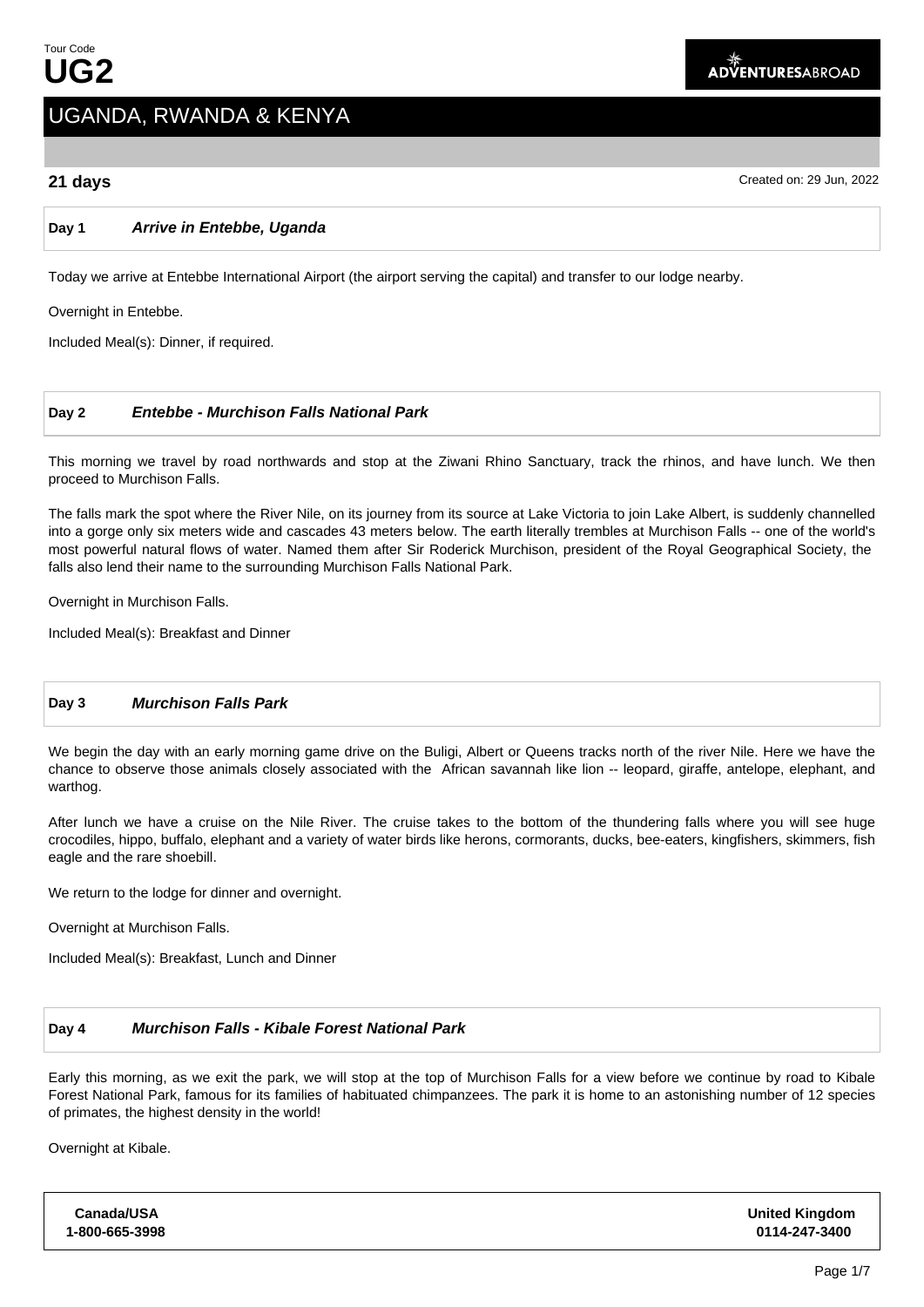Tour Code
# UG2

ADVENTURESABROAD

## UGANDA, RWANDA & KENYA

**21 days**

Created on: 29 Jun, 2022

### Day 1 *Arrive in Entebbe, Uganda*

Today we arrive at Entebbe International Airport (the airport serving the capital) and transfer to our lodge nearby.

Overnight in Entebbe.

Included Meal(s): Dinner, if required.

### Day 2 *Entebbe - Murchison Falls National Park*

This morning we travel by road northwards and stop at the Ziwani Rhino Sanctuary, track the rhinos, and have lunch. We then proceed to Murchison Falls.

The falls mark the spot where the River Nile, on its journey from its source at Lake Victoria to join Lake Albert, is suddenly channelled into a gorge only six meters wide and cascades 43 meters below. The earth literally trembles at Murchison Falls -- one of the world's most powerful natural flows of water. Named them after Sir Roderick Murchison, president of the Royal Geographical Society, the falls also lend their name to the surrounding Murchison Falls National Park.

Overnight in Murchison Falls.

Included Meal(s): Breakfast and Dinner

### Day 3 *Murchison Falls Park*

We begin the day with an early morning game drive on the Buligi, Albert or Queens tracks north of the river Nile. Here we have the chance to observe those animals closely associated with the African savannah like lion -- leopard, giraffe, antelope, elephant, and warthog.

After lunch we have a cruise on the Nile River. The cruise takes to the bottom of the thundering falls where you will see huge crocodiles, hippo, buffalo, elephant and a variety of water birds like herons, cormorants, ducks, bee-eaters, kingfishers, skimmers, fish eagle and the rare shoebill.

We return to the lodge for dinner and overnight.

Overnight at Murchison Falls.

Included Meal(s): Breakfast, Lunch and Dinner

### Day 4 *Murchison Falls - Kibale Forest National Park*

Early this morning, as we exit the park, we will stop at the top of Murchison Falls for a view before we continue by road to Kibale Forest National Park, famous for its families of habituated chimpanzees. The park it is home to an astonishing number of 12 species of primates, the highest density in the world!

Overnight at Kibale.

| Canada/USA | United Kingdom |
| --- | --- |
| 1-800-665-3998 | 0114-247-3400 |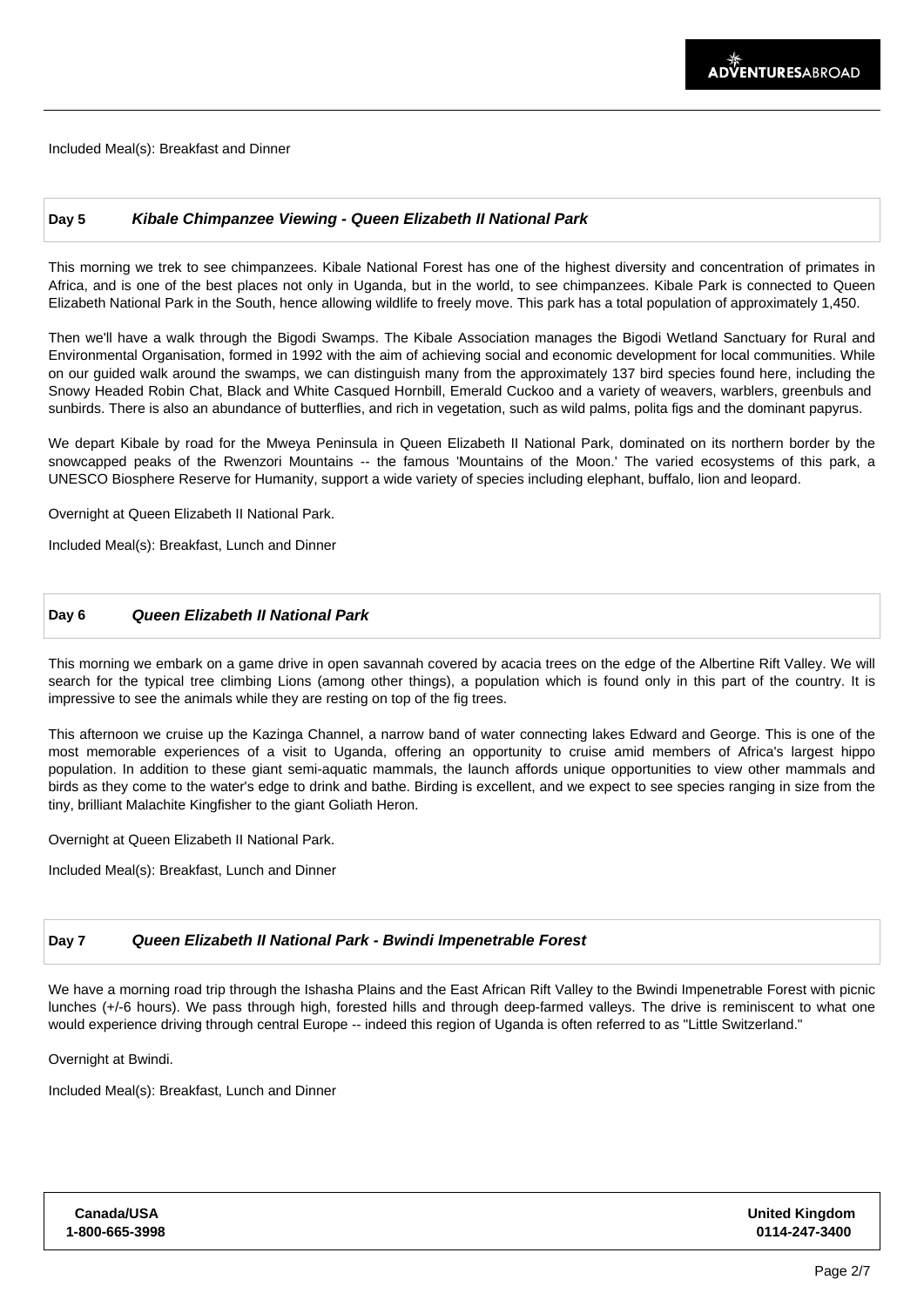Included Meal(s): Breakfast and Dinner

## Day 5 *Kibale Chimpanzee Viewing - Queen Elizabeth II National Park*

This morning we trek to see chimpanzees. Kibale National Forest has one of the highest diversity and concentration of primates in Africa, and is one of the best places not only in Uganda, but in the world, to see chimpanzees. Kibale Park is connected to Queen Elizabeth National Park in the South, hence allowing wildlife to freely move. This park has a total population of approximately 1,450.

Then we'll have a walk through the Bigodi Swamps. The Kibale Association manages the Bigodi Wetland Sanctuary for Rural and Environmental Organisation, formed in 1992 with the aim of achieving social and economic development for local communities. While on our guided walk around the swamps, we can distinguish many from the approximately 137 bird species found here, including the Snowy Headed Robin Chat, Black and White Casqued Hornbill, Emerald Cuckoo and a variety of weavers, warblers, greenbuls and sunbirds. There is also an abundance of butterflies, and rich in vegetation, such as wild palms, polita figs and the dominant papyrus.

We depart Kibale by road for the Mweya Peninsula in Queen Elizabeth II National Park, dominated on its northern border by the snowcapped peaks of the Rwenzori Mountains -- the famous 'Mountains of the Moon.' The varied ecosystems of this park, a UNESCO Biosphere Reserve for Humanity, support a wide variety of species including elephant, buffalo, lion and leopard.

Overnight at Queen Elizabeth II National Park.

Included Meal(s): Breakfast, Lunch and Dinner

## Day 6 *Queen Elizabeth II National Park*

This morning we embark on a game drive in open savannah covered by acacia trees on the edge of the Albertine Rift Valley. We will search for the typical tree climbing Lions (among other things), a population which is found only in this part of the country. It is impressive to see the animals while they are resting on top of the fig trees.

This afternoon we cruise up the Kazinga Channel, a narrow band of water connecting lakes Edward and George. This is one of the most memorable experiences of a visit to Uganda, offering an opportunity to cruise amid members of Africa's largest hippo population. In addition to these giant semi-aquatic mammals, the launch affords unique opportunities to view other mammals and birds as they come to the water's edge to drink and bathe. Birding is excellent, and we expect to see species ranging in size from the tiny, brilliant Malachite Kingfisher to the giant Goliath Heron.

Overnight at Queen Elizabeth II National Park.

Included Meal(s): Breakfast, Lunch and Dinner

## Day 7 *Queen Elizabeth II National Park - Bwindi Impenetrable Forest*

We have a morning road trip through the Ishasha Plains and the East African Rift Valley to the Bwindi Impenetrable Forest with picnic lunches (+/-6 hours). We pass through high, forested hills and through deep-farmed valleys. The drive is reminiscent to what one would experience driving through central Europe -- indeed this region of Uganda is often referred to as "Little Switzerland."

Overnight at Bwindi.

Included Meal(s): Breakfast, Lunch and Dinner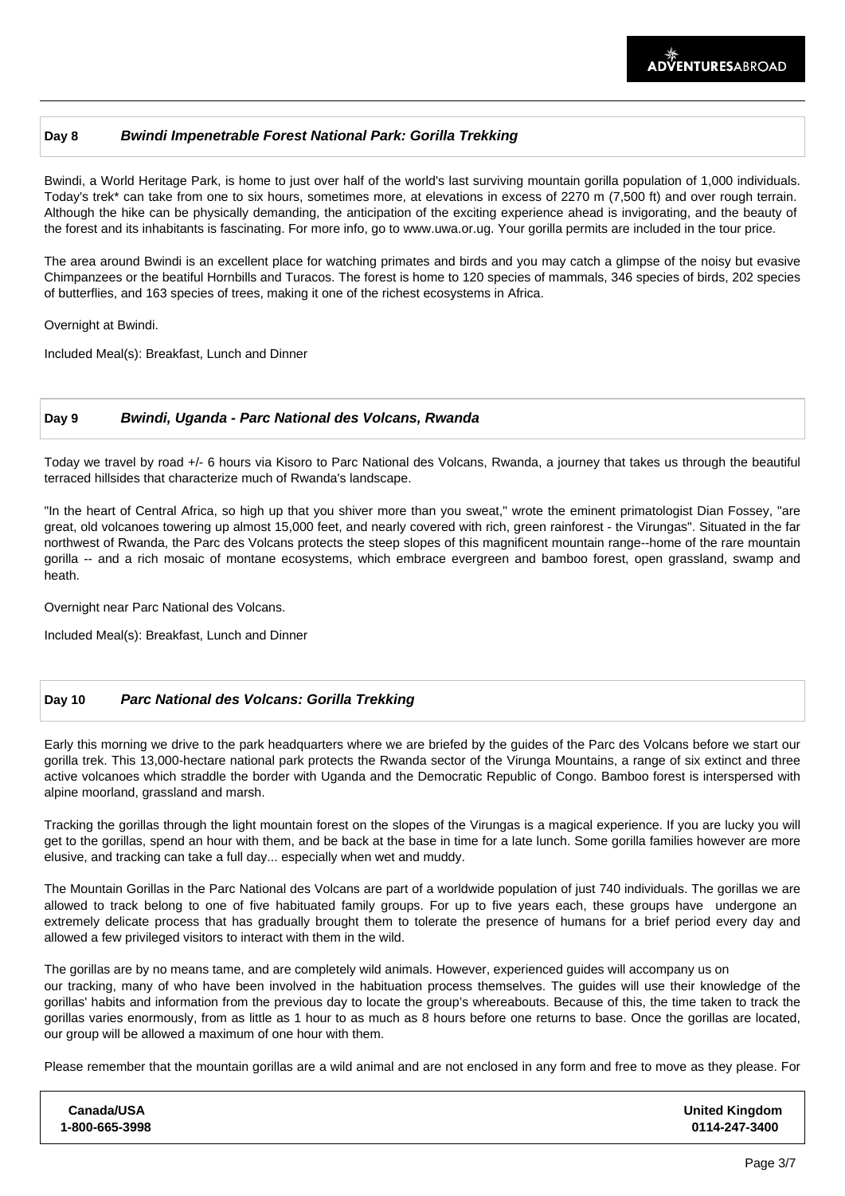## Day 8 *Bwindi Impenetrable Forest National Park: Gorilla Trekking*

Bwindi, a World Heritage Park, is home to just over half of the world's last surviving mountain gorilla population of 1,000 individuals. Today's trek* can take from one to six hours, sometimes more, at elevations in excess of 2270 m (7,500 ft) and over rough terrain. Although the hike can be physically demanding, the anticipation of the exciting experience ahead is invigorating, and the beauty of the forest and its inhabitants is fascinating. For more info, go to www.uwa.or.ug. Your gorilla permits are included in the tour price.

The area around Bwindi is an excellent place for watching primates and birds and you may catch a glimpse of the noisy but evasive Chimpanzees or the beatiful Hornbills and Turacos. The forest is home to 120 species of mammals, 346 species of birds, 202 species of butterflies, and 163 species of trees, making it one of the richest ecosystems in Africa.

Overnight at Bwindi.

Included Meal(s): Breakfast, Lunch and Dinner

## Day 9 *Bwindi, Uganda - Parc National des Volcans, Rwanda*

Today we travel by road +/- 6 hours via Kisoro to Parc National des Volcans, Rwanda, a journey that takes us through the beautiful terraced hillsides that characterize much of Rwanda's landscape.

"In the heart of Central Africa, so high up that you shiver more than you sweat," wrote the eminent primatologist Dian Fossey, "are great, old volcanoes towering up almost 15,000 feet, and nearly covered with rich, green rainforest - the Virungas". Situated in the far northwest of Rwanda, the Parc des Volcans protects the steep slopes of this magnificent mountain range--home of the rare mountain gorilla -- and a rich mosaic of montane ecosystems, which embrace evergreen and bamboo forest, open grassland, swamp and heath.

Overnight near Parc National des Volcans.

Included Meal(s): Breakfast, Lunch and Dinner

## Day 10 *Parc National des Volcans: Gorilla Trekking*

Early this morning we drive to the park headquarters where we are briefed by the guides of the Parc des Volcans before we start our gorilla trek. This 13,000-hectare national park protects the Rwanda sector of the Virunga Mountains, a range of six extinct and three active volcanoes which straddle the border with Uganda and the Democratic Republic of Congo. Bamboo forest is interspersed with alpine moorland, grassland and marsh.

Tracking the gorillas through the light mountain forest on the slopes of the Virungas is a magical experience. If you are lucky you will get to the gorillas, spend an hour with them, and be back at the base in time for a late lunch. Some gorilla families however are more elusive, and tracking can take a full day... especially when wet and muddy.

The Mountain Gorillas in the Parc National des Volcans are part of a worldwide population of just 740 individuals. The gorillas we are allowed to track belong to one of five habituated family groups. For up to five years each, these groups have undergone an extremely delicate process that has gradually brought them to tolerate the presence of humans for a brief period every day and allowed a few privileged visitors to interact with them in the wild.

The gorillas are by no means tame, and are completely wild animals. However, experienced guides will accompany us on our tracking, many of who have been involved in the habituation process themselves. The guides will use their knowledge of the gorillas' habits and information from the previous day to locate the group's whereabouts. Because of this, the time taken to track the gorillas varies enormously, from as little as 1 hour to as much as 8 hours before one returns to base. Once the gorillas are located, our group will be allowed a maximum of one hour with them.

Please remember that the mountain gorillas are a wild animal and are not enclosed in any form and free to move as they please. For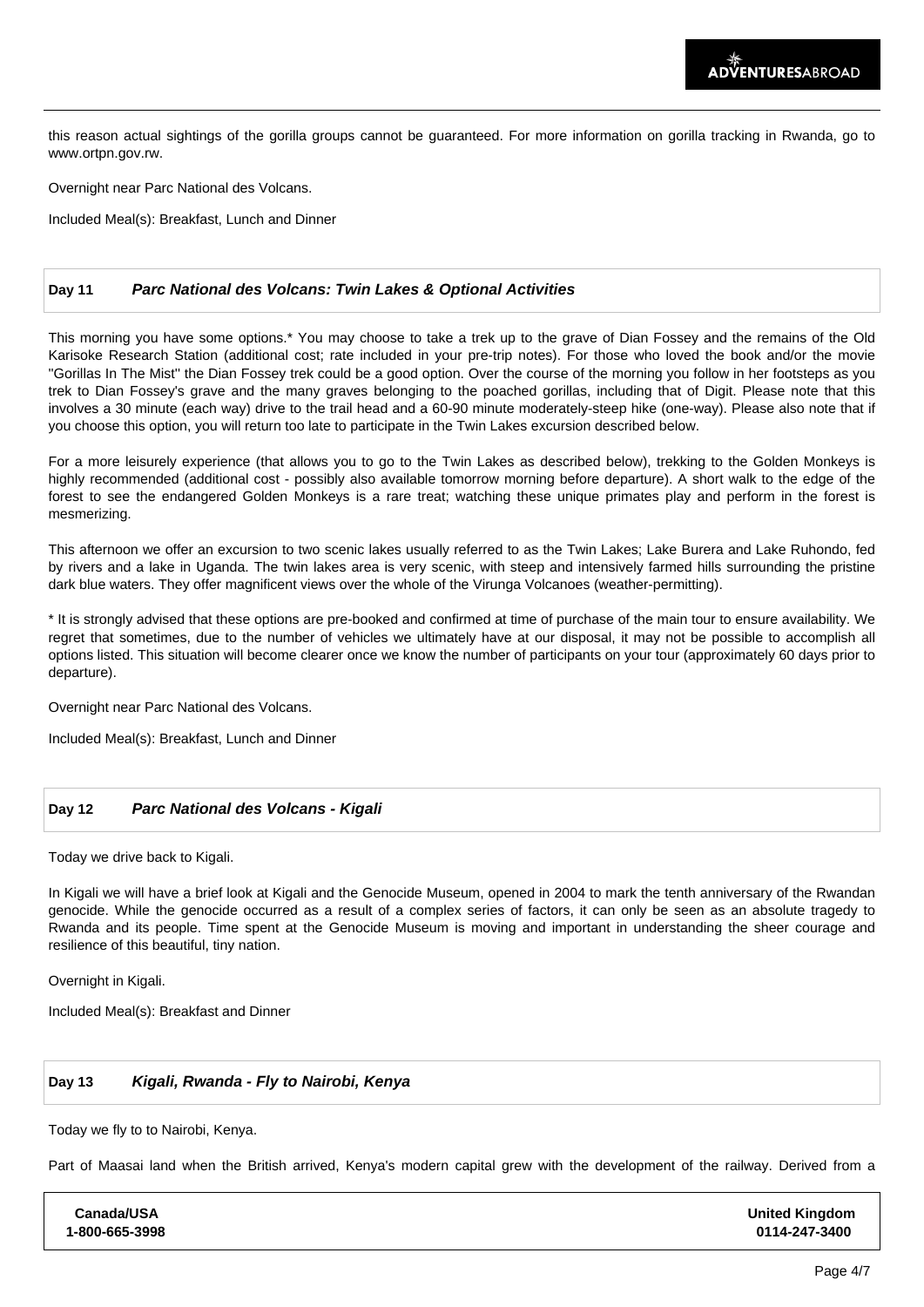this reason actual sightings of the gorilla groups cannot be guaranteed. For more information on gorilla tracking in Rwanda, go to www.ortpn.gov.rw.

Overnight near Parc National des Volcans.

Included Meal(s): Breakfast, Lunch and Dinner

## Day 11 ***Parc National des Volcans: Twin Lakes & Optional Activities***

This morning you have some options.* You may choose to take a trek up to the grave of Dian Fossey and the remains of the Old Karisoke Research Station (additional cost; rate included in your pre-trip notes). For those who loved the book and/or the movie "Gorillas In The Mist" the Dian Fossey trek could be a good option. Over the course of the morning you follow in her footsteps as you trek to Dian Fossey's grave and the many graves belonging to the poached gorillas, including that of Digit. Please note that this involves a 30 minute (each way) drive to the trail head and a 60-90 minute moderately-steep hike (one-way). Please also note that if you choose this option, you will return too late to participate in the Twin Lakes excursion described below.

For a more leisurely experience (that allows you to go to the Twin Lakes as described below), trekking to the Golden Monkeys is highly recommended (additional cost - possibly also available tomorrow morning before departure). A short walk to the edge of the forest to see the endangered Golden Monkeys is a rare treat; watching these unique primates play and perform in the forest is mesmerizing.

This afternoon we offer an excursion to two scenic lakes usually referred to as the Twin Lakes; Lake Burera and Lake Ruhondo, fed by rivers and a lake in Uganda. The twin lakes area is very scenic, with steep and intensively farmed hills surrounding the pristine dark blue waters. They offer magnificent views over the whole of the Virunga Volcanoes (weather-permitting).

* It is strongly advised that these options are pre-booked and confirmed at time of purchase of the main tour to ensure availability. We regret that sometimes, due to the number of vehicles we ultimately have at our disposal, it may not be possible to accomplish all options listed. This situation will become clearer once we know the number of participants on your tour (approximately 60 days prior to departure).

Overnight near Parc National des Volcans.

Included Meal(s): Breakfast, Lunch and Dinner

## Day 12 ***Parc National des Volcans - Kigali***

Today we drive back to Kigali.

In Kigali we will have a brief look at Kigali and the Genocide Museum, opened in 2004 to mark the tenth anniversary of the Rwandan genocide. While the genocide occurred as a result of a complex series of factors, it can only be seen as an absolute tragedy to Rwanda and its people. Time spent at the Genocide Museum is moving and important in understanding the sheer courage and resilience of this beautiful, tiny nation.

Overnight in Kigali.

Included Meal(s): Breakfast and Dinner

## Day 13 ***Kigali, Rwanda - Fly to Nairobi, Kenya***

Today we fly to to Nairobi, Kenya.

Part of Maasai land when the British arrived, Kenya's modern capital grew with the development of the railway. Derived from a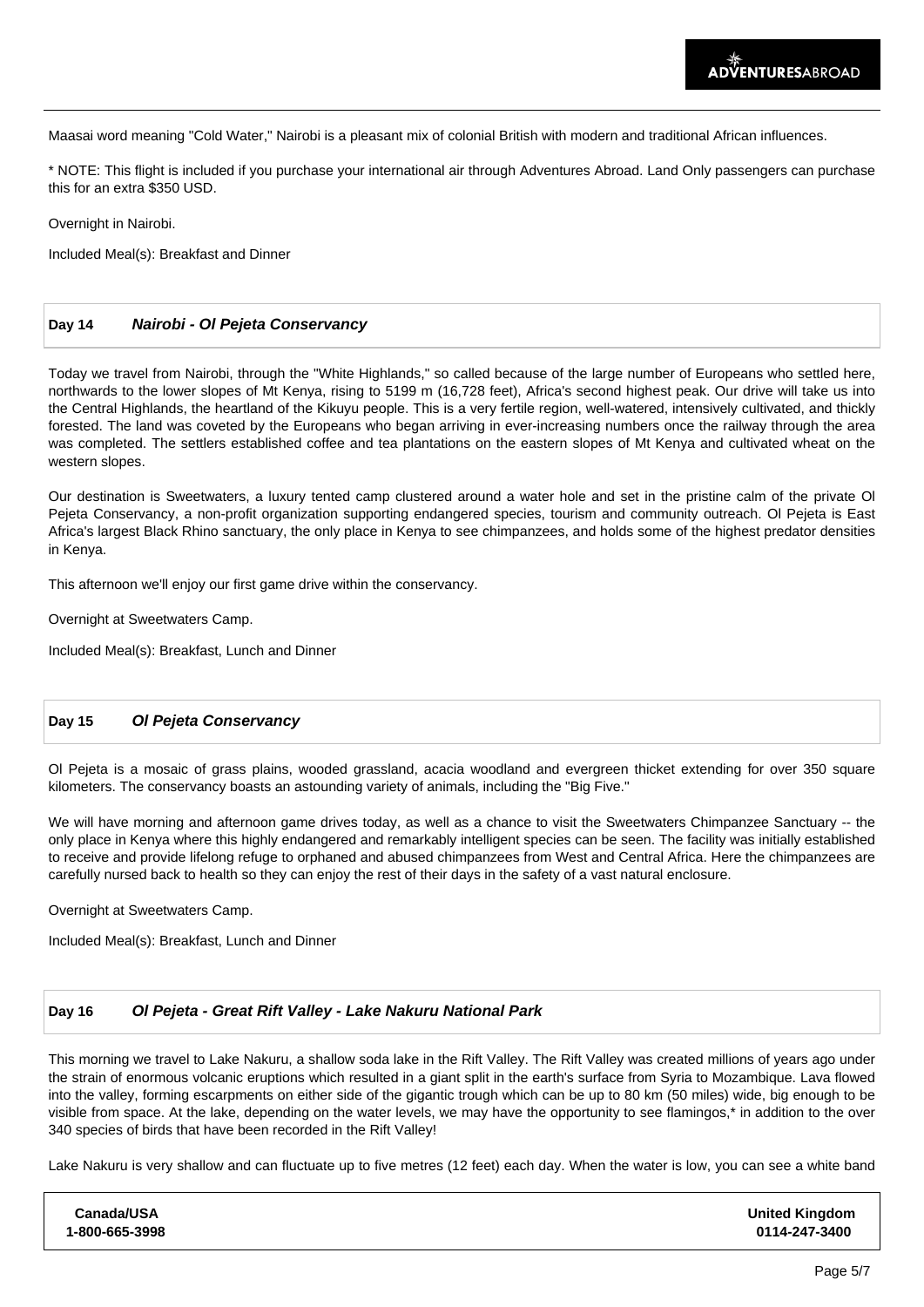Maasai word meaning "Cold Water," Nairobi is a pleasant mix of colonial British with modern and traditional African influences.

* NOTE: This flight is included if you purchase your international air through Adventures Abroad. Land Only passengers can purchase this for an extra $350 USD.

Overnight in Nairobi.

Included Meal(s): Breakfast and Dinner

### Day 14 *Nairobi - Ol Pejeta Conservancy*

Today we travel from Nairobi, through the "White Highlands," so called because of the large number of Europeans who settled here, northwards to the lower slopes of Mt Kenya, rising to 5199 m (16,728 feet), Africa's second highest peak. Our drive will take us into the Central Highlands, the heartland of the Kikuyu people. This is a very fertile region, well-watered, intensively cultivated, and thickly forested. The land was coveted by the Europeans who began arriving in ever-increasing numbers once the railway through the area was completed. The settlers established coffee and tea plantations on the eastern slopes of Mt Kenya and cultivated wheat on the western slopes.

Our destination is Sweetwaters, a luxury tented camp clustered around a water hole and set in the pristine calm of the private Ol Pejeta Conservancy, a non-profit organization supporting endangered species, tourism and community outreach. Ol Pejeta is East Africa's largest Black Rhino sanctuary, the only place in Kenya to see chimpanzees, and holds some of the highest predator densities in Kenya.

This afternoon we'll enjoy our first game drive within the conservancy.

Overnight at Sweetwaters Camp.

Included Meal(s): Breakfast, Lunch and Dinner

### Day 15 *Ol Pejeta Conservancy*

Ol Pejeta is a mosaic of grass plains, wooded grassland, acacia woodland and evergreen thicket extending for over 350 square kilometers. The conservancy boasts an astounding variety of animals, including the "Big Five."

We will have morning and afternoon game drives today, as well as a chance to visit the Sweetwaters Chimpanzee Sanctuary -- the only place in Kenya where this highly endangered and remarkably intelligent species can be seen. The facility was initially established to receive and provide lifelong refuge to orphaned and abused chimpanzees from West and Central Africa. Here the chimpanzees are carefully nursed back to health so they can enjoy the rest of their days in the safety of a vast natural enclosure.

Overnight at Sweetwaters Camp.

Included Meal(s): Breakfast, Lunch and Dinner

### Day 16 *Ol Pejeta - Great Rift Valley - Lake Nakuru National Park*

This morning we travel to Lake Nakuru, a shallow soda lake in the Rift Valley. The Rift Valley was created millions of years ago under the strain of enormous volcanic eruptions which resulted in a giant split in the earth's surface from Syria to Mozambique. Lava flowed into the valley, forming escarpments on either side of the gigantic trough which can be up to 80 km (50 miles) wide, big enough to be visible from space. At the lake, depending on the water levels, we may have the opportunity to see flamingos,* in addition to the over 340 species of birds that have been recorded in the Rift Valley!

Lake Nakuru is very shallow and can fluctuate up to five metres (12 feet) each day. When the water is low, you can see a white band

| Canada/USA<br>1-800-665-3998 | United Kingdom<br>0114-247-3400 |
| --- | --- |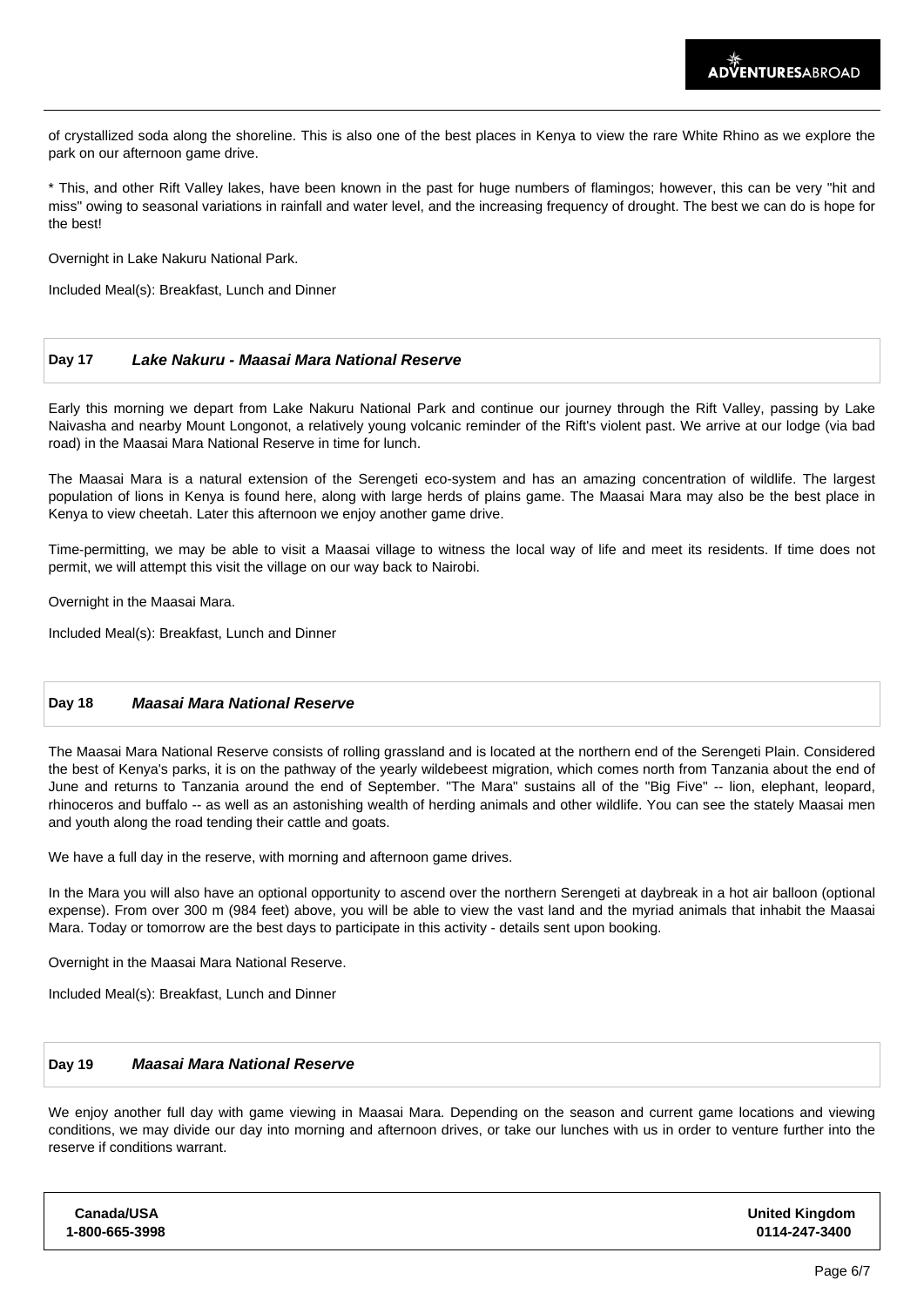of crystallized soda along the shoreline. This is also one of the best places in Kenya to view the rare White Rhino as we explore the park on our afternoon game drive.

* This, and other Rift Valley lakes, have been known in the past for huge numbers of flamingos; however, this can be very "hit and miss" owing to seasonal variations in rainfall and water level, and the increasing frequency of drought. The best we can do is hope for the best!

Overnight in Lake Nakuru National Park.

Included Meal(s): Breakfast, Lunch and Dinner

## Day 17 *Lake Nakuru - Maasai Mara National Reserve*

Early this morning we depart from Lake Nakuru National Park and continue our journey through the Rift Valley, passing by Lake Naivasha and nearby Mount Longonot, a relatively young volcanic reminder of the Rift's violent past. We arrive at our lodge (via bad road) in the Maasai Mara National Reserve in time for lunch.

The Maasai Mara is a natural extension of the Serengeti eco-system and has an amazing concentration of wildlife. The largest population of lions in Kenya is found here, along with large herds of plains game. The Maasai Mara may also be the best place in Kenya to view cheetah. Later this afternoon we enjoy another game drive.

Time-permitting, we may be able to visit a Maasai village to witness the local way of life and meet its residents. If time does not permit, we will attempt this visit the village on our way back to Nairobi.

Overnight in the Maasai Mara.

Included Meal(s): Breakfast, Lunch and Dinner

## Day 18 *Maasai Mara National Reserve*

The Maasai Mara National Reserve consists of rolling grassland and is located at the northern end of the Serengeti Plain. Considered the best of Kenya's parks, it is on the pathway of the yearly wildebeest migration, which comes north from Tanzania about the end of June and returns to Tanzania around the end of September. "The Mara" sustains all of the "Big Five" -- lion, elephant, leopard, rhinoceros and buffalo -- as well as an astonishing wealth of herding animals and other wildlife. You can see the stately Maasai men and youth along the road tending their cattle and goats.

We have a full day in the reserve, with morning and afternoon game drives.

In the Mara you will also have an optional opportunity to ascend over the northern Serengeti at daybreak in a hot air balloon (optional expense). From over 300 m (984 feet) above, you will be able to view the vast land and the myriad animals that inhabit the Maasai Mara. Today or tomorrow are the best days to participate in this activity - details sent upon booking.

Overnight in the Maasai Mara National Reserve.

Included Meal(s): Breakfast, Lunch and Dinner

## Day 19 *Maasai Mara National Reserve*

We enjoy another full day with game viewing in Maasai Mara. Depending on the season and current game locations and viewing conditions, we may divide our day into morning and afternoon drives, or take our lunches with us in order to venture further into the reserve if conditions warrant.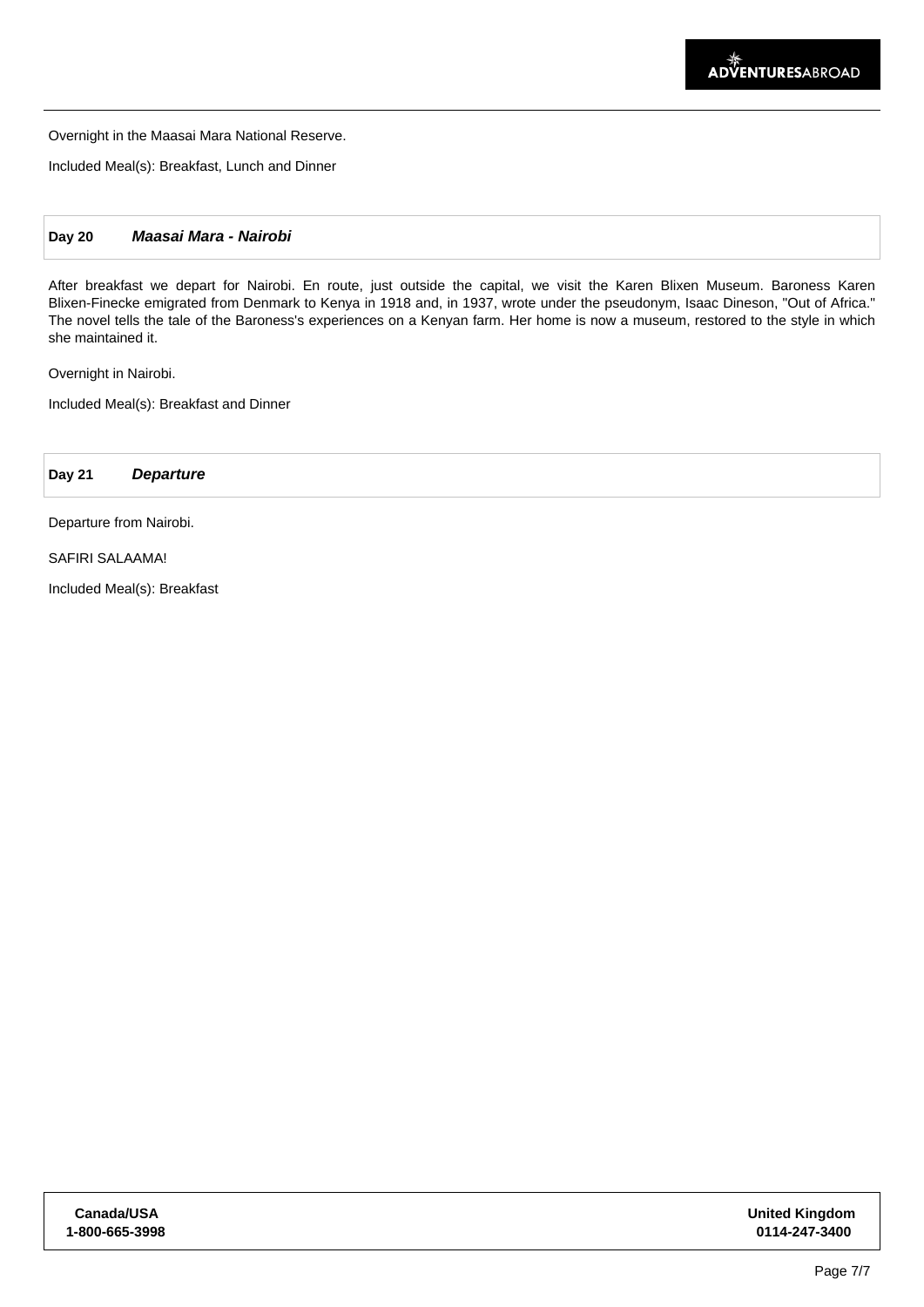Overnight in the Maasai Mara National Reserve.

Included Meal(s): Breakfast, Lunch and Dinner

### Day 20 *Maasai Mara - Nairobi*

After breakfast we depart for Nairobi. En route, just outside the capital, we visit the Karen Blixen Museum. Baroness Karen Blixen-Finecke emigrated from Denmark to Kenya in 1918 and, in 1937, wrote under the pseudonym, Isaac Dineson, "Out of Africa." The novel tells the tale of the Baroness's experiences on a Kenyan farm. Her home is now a museum, restored to the style in which she maintained it.

Overnight in Nairobi.

Included Meal(s): Breakfast and Dinner

### Day 21 *Departure*

Departure from Nairobi.

SAFIRI SALAAMA!

Included Meal(s): Breakfast

**Canada/USA**
**1-800-665-3998**

**United Kingdom**
**0114-247-3400**